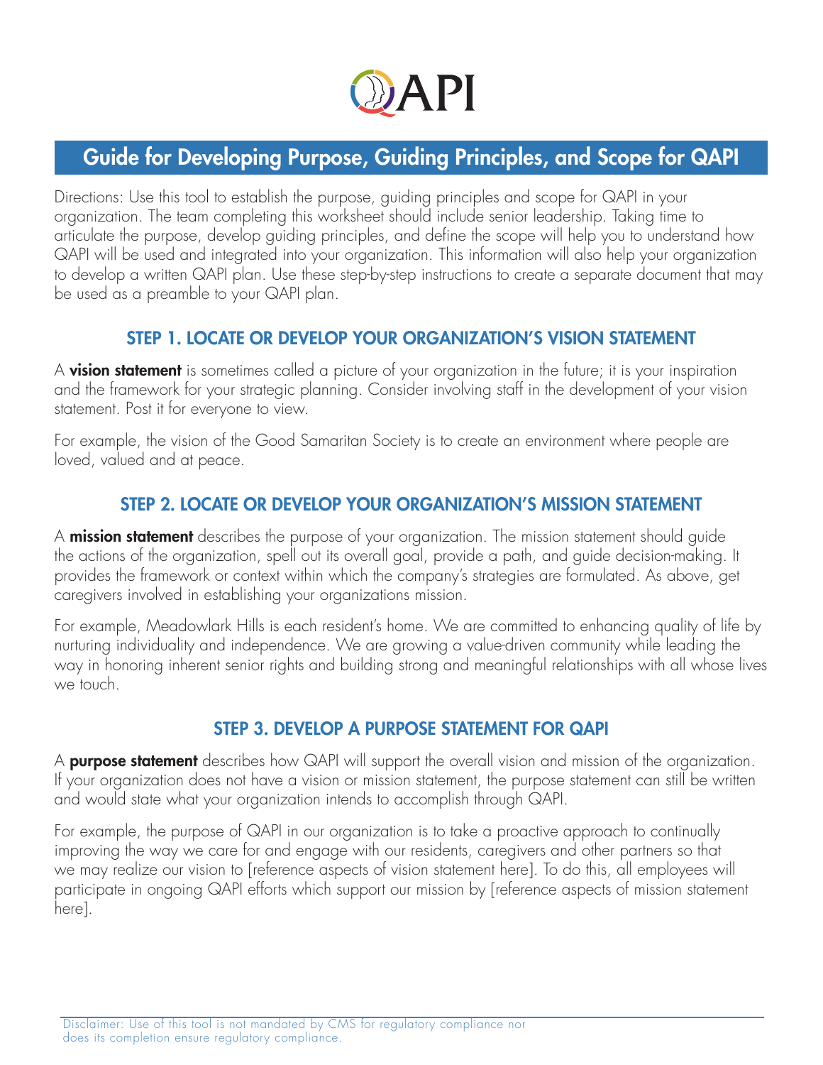# QAPI

## Guide for Developing Purpose, Guiding Principles, and Scope for QAPI

Directions: Use this tool to establish the purpose, guiding principles and scope for QAPI in your organization. The team completing this worksheet should include senior leadership. Taking time to articulate the purpose, develop guiding principles, and define the scope will help you to understand how QAPI will be used and integrated into your organization. This information will also help your organization to develop a written QAPI plan. Use these step-by-step instructions to create a separate document that may be used as a preamble to your QAPI plan.

### STEP 1. LOCATE OR DEVELOP YOUR ORGANIZATION'S VISION STATEMENT

A **vision statement** is sometimes called a picture of your organization in the future; it is your inspiration and the framework for your strategic planning. Consider involving staff in the development of your vision statement. Post it for everyone to view.

For example, the vision of the Good Samaritan Society is to create an environment where people are loved, valued and at peace.

### STEP 2. LOCATE OR DEVELOP YOUR ORGANIZATION'S MISSION STATEMENT

A **mission statement** describes the purpose of your organization. The mission statement should guide the actions of the organization, spell out its overall goal, provide a path, and guide decision-making. It provides the framework or context within which the company's strategies are formulated. As above, get caregivers involved in establishing your organizations mission.

For example, Meadowlark Hills is each resident's home. We are committed to enhancing quality of life by nurturing individuality and independence. We are growing a value-driven community while leading the way in honoring inherent senior rights and building strong and meaningful relationships with all whose lives we touch.

### STEP 3. DEVELOP A PURPOSE STATEMENT FOR QAPI

A **purpose statement** describes how QAPI will support the overall vision and mission of the organization. If your organization does not have a vision or mission statement, the purpose statement can still be written and would state what your organization intends to accomplish through QAPI.

For example, the purpose of QAPI in our organization is to take a proactive approach to continually improving the way we care for and engage with our residents, caregivers and other partners so that we may realize our vision to [reference aspects of vision statement here]. To do this, all employees will participate in ongoing QAPI efforts which support our mission by [reference aspects of mission statement here].

Disclaimer: Use of this tool is not mandated by CMS for regulatory compliance nor does its completion ensure regulatory compliance.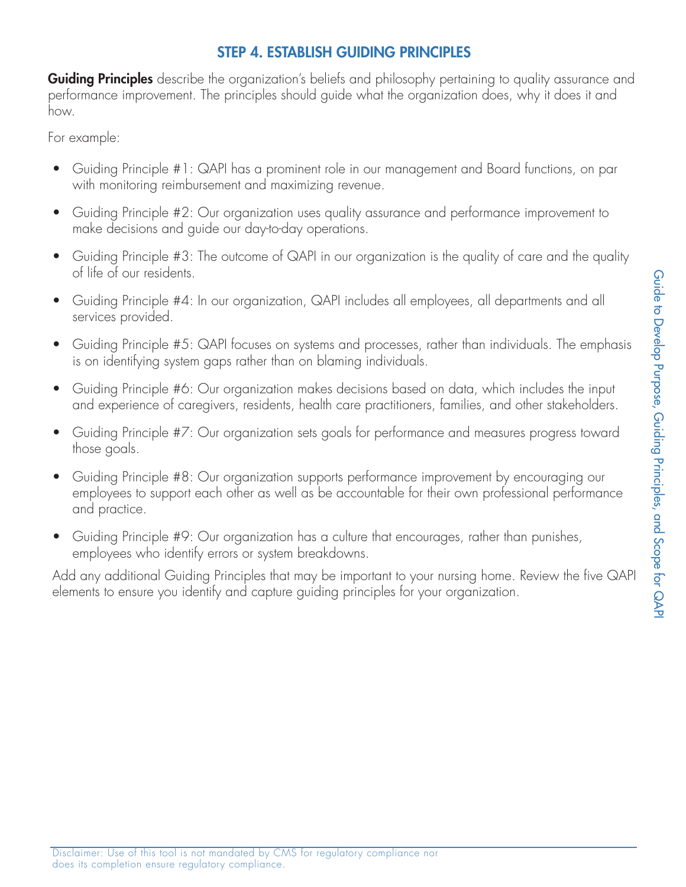## STEP 4. ESTABLISH GUIDING PRINCIPLES

**Guiding Principles** describe the organization's beliefs and philosophy pertaining to quality assurance and performance improvement. The principles should guide what the organization does, why it does it and how.

For example:

- Guiding Principle #1: QAPI has a prominent role in our management and Board functions, on par with monitoring reimbursement and maximizing revenue.
- Guiding Principle #2: Our organization uses quality assurance and performance improvement to make decisions and guide our day-to-day operations.
- Guiding Principle #3: The outcome of QAPI in our organization is the quality of care and the quality of life of our residents.
- Guiding Principle #4: In our organization, QAPI includes all employees, all departments and all services provided.
- Guiding Principle #5: QAPI focuses on systems and processes, rather than individuals. The emphasis is on identifying system gaps rather than on blaming individuals.
- Guiding Principle #6: Our organization makes decisions based on data, which includes the input and experience of caregivers, residents, health care practitioners, families, and other stakeholders.
- Guiding Principle #7: Our organization sets goals for performance and measures progress toward those goals.
- Guiding Principle #8: Our organization supports performance improvement by encouraging our employees to support each other as well as be accountable for their own professional performance and practice.
- Guiding Principle #9: Our organization has a culture that encourages, rather than punishes, employees who identify errors or system breakdowns.

Add any additional Guiding Principles that may be important to your nursing home. Review the five QAPI elements to ensure you identify and capture guiding principles for your organization.

Disclaimer: Use of this tool is not mandated by CMS for regulatory compliance nor does its completion ensure regulatory compliance.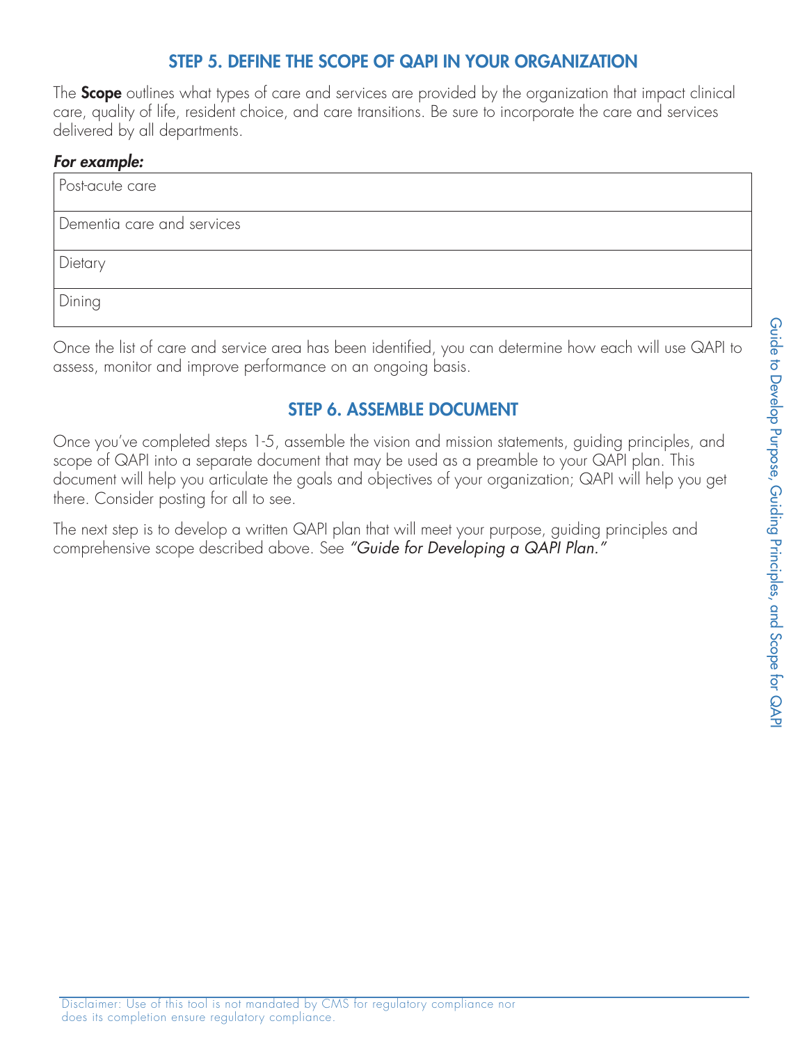## STEP 5. DEFINE THE SCOPE OF QAPI IN YOUR ORGANIZATION

The **Scope** outlines what types of care and services are provided by the organization that impact clinical care, quality of life, resident choice, and care transitions. Be sure to incorporate the care and services delivered by all departments.

***For example:***

| |
|---|
| Post-acute care |
| Dementia care and services |
| Dietary |
| Dining |

Once the list of care and service area has been identified, you can determine how each will use QAPI to assess, monitor and improve performance on an ongoing basis.

## STEP 6. ASSEMBLE DOCUMENT

Once you've completed steps 1-5, assemble the vision and mission statements, guiding principles, and scope of QAPI into a separate document that may be used as a preamble to your QAPI plan. This document will help you articulate the goals and objectives of your organization; QAPI will help you get there. Consider posting for all to see.

The next step is to develop a written QAPI plan that will meet your purpose, guiding principles and comprehensive scope described above. See *"Guide for Developing a QAPI Plan."*

Disclaimer: Use of this tool is not mandated by CMS for regulatory compliance nor does its completion ensure regulatory compliance.